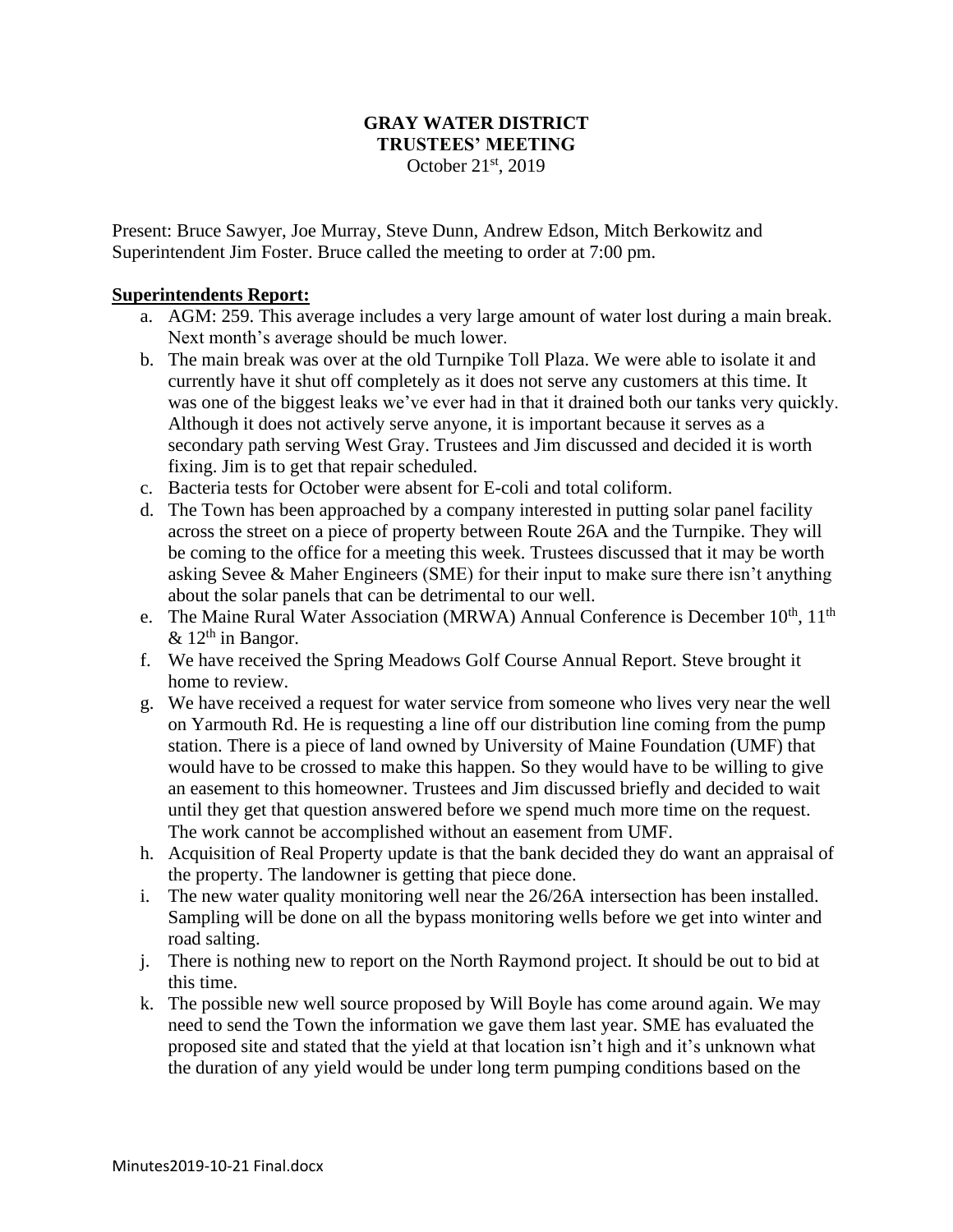**GRAY WATER DISTRICT**
**TRUSTEES' MEETING**
October 21st, 2019

Present: Bruce Sawyer, Joe Murray, Steve Dunn, Andrew Edson, Mitch Berkowitz and Superintendent Jim Foster. Bruce called the meeting to order at 7:00 pm.

**Superintendents Report:**

a. AGM: 259. This average includes a very large amount of water lost during a main break. Next month's average should be much lower.

b. The main break was over at the old Turnpike Toll Plaza. We were able to isolate it and currently have it shut off completely as it does not serve any customers at this time. It was one of the biggest leaks we've ever had in that it drained both our tanks very quickly. Although it does not actively serve anyone, it is important because it serves as a secondary path serving West Gray. Trustees and Jim discussed and decided it is worth fixing. Jim is to get that repair scheduled.

c. Bacteria tests for October were absent for E-coli and total coliform.

d. The Town has been approached by a company interested in putting solar panel facility across the street on a piece of property between Route 26A and the Turnpike. They will be coming to the office for a meeting this week. Trustees discussed that it may be worth asking Sevee & Maher Engineers (SME) for their input to make sure there isn't anything about the solar panels that can be detrimental to our well.

e. The Maine Rural Water Association (MRWA) Annual Conference is December 10th, 11th & 12th in Bangor.

f. We have received the Spring Meadows Golf Course Annual Report. Steve brought it home to review.

g. We have received a request for water service from someone who lives very near the well on Yarmouth Rd. He is requesting a line off our distribution line coming from the pump station. There is a piece of land owned by University of Maine Foundation (UMF) that would have to be crossed to make this happen. So they would have to be willing to give an easement to this homeowner. Trustees and Jim discussed briefly and decided to wait until they get that question answered before we spend much more time on the request. The work cannot be accomplished without an easement from UMF.

h. Acquisition of Real Property update is that the bank decided they do want an appraisal of the property. The landowner is getting that piece done.

i. The new water quality monitoring well near the 26/26A intersection has been installed. Sampling will be done on all the bypass monitoring wells before we get into winter and road salting.

j. There is nothing new to report on the North Raymond project. It should be out to bid at this time.

k. The possible new well source proposed by Will Boyle has come around again. We may need to send the Town the information we gave them last year. SME has evaluated the proposed site and stated that the yield at that location isn't high and it's unknown what the duration of any yield would be under long term pumping conditions based on the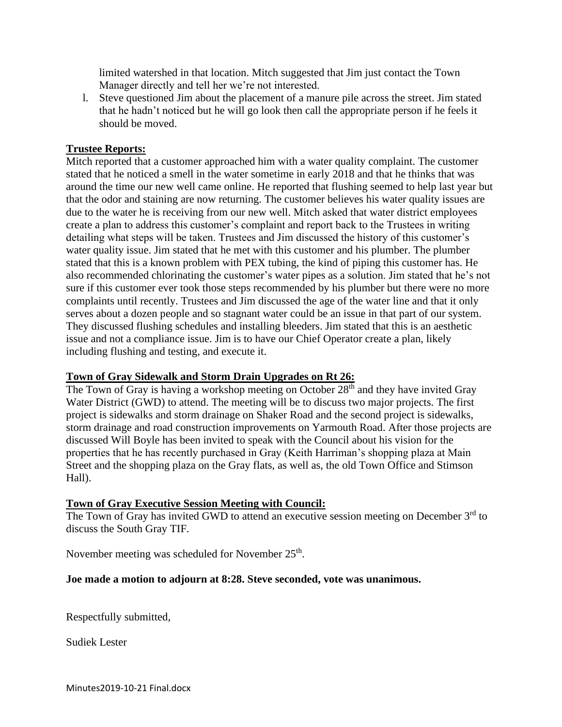limited watershed in that location. Mitch suggested that Jim just contact the Town Manager directly and tell her we're not interested.

l. Steve questioned Jim about the placement of a manure pile across the street. Jim stated that he hadn't noticed but he will go look then call the appropriate person if he feels it should be moved.

**Trustee Reports:**

Mitch reported that a customer approached him with a water quality complaint. The customer stated that he noticed a smell in the water sometime in early 2018 and that he thinks that was around the time our new well came online. He reported that flushing seemed to help last year but that the odor and staining are now returning. The customer believes his water quality issues are due to the water he is receiving from our new well. Mitch asked that water district employees create a plan to address this customer's complaint and report back to the Trustees in writing detailing what steps will be taken. Trustees and Jim discussed the history of this customer's water quality issue. Jim stated that he met with this customer and his plumber. The plumber stated that this is a known problem with PEX tubing, the kind of piping this customer has. He also recommended chlorinating the customer's water pipes as a solution. Jim stated that he's not sure if this customer ever took those steps recommended by his plumber but there were no more complaints until recently. Trustees and Jim discussed the age of the water line and that it only serves about a dozen people and so stagnant water could be an issue in that part of our system. They discussed flushing schedules and installing bleeders. Jim stated that this is an aesthetic issue and not a compliance issue. Jim is to have our Chief Operator create a plan, likely including flushing and testing, and execute it.

**Town of Gray Sidewalk and Storm Drain Upgrades on Rt 26:**

The Town of Gray is having a workshop meeting on October 28th and they have invited Gray Water District (GWD) to attend. The meeting will be to discuss two major projects. The first project is sidewalks and storm drainage on Shaker Road and the second project is sidewalks, storm drainage and road construction improvements on Yarmouth Road. After those projects are discussed Will Boyle has been invited to speak with the Council about his vision for the properties that he has recently purchased in Gray (Keith Harriman's shopping plaza at Main Street and the shopping plaza on the Gray flats, as well as, the old Town Office and Stimson Hall).

**Town of Gray Executive Session Meeting with Council:**

The Town of Gray has invited GWD to attend an executive session meeting on December 3rd to discuss the South Gray TIF.

November meeting was scheduled for November 25th.

**Joe made a motion to adjourn at 8:28. Steve seconded, vote was unanimous.**

Respectfully submitted,

Sudiek Lester

Minutes2019-10-21 Final.docx